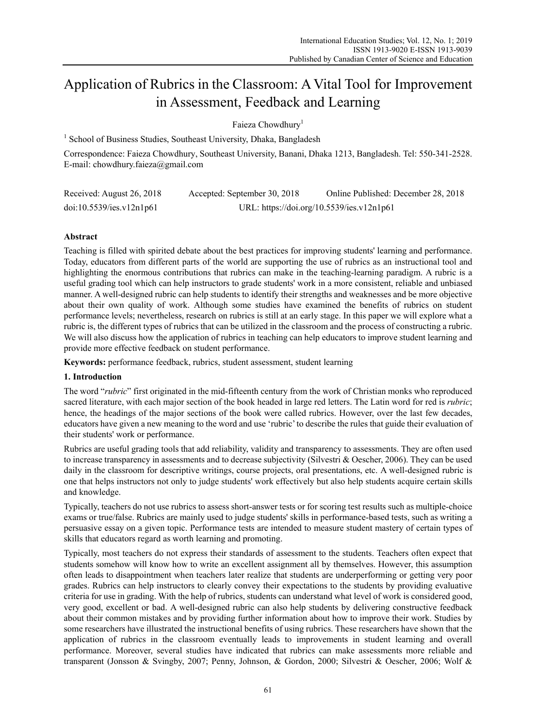# Application of Rubrics in the Classroom: A Vital Tool for Improvement in Assessment, Feedback and Learning

Faieza Chowdhury[1]

[1] School of Business Studies, Southeast University, Dhaka, Bangladesh

Correspondence: Faieza Chowdhury, Southeast University, Banani, Dhaka 1213, Bangladesh. Tel: 550-341-2528. E-mail: chowdhury.faieza@gmail.com

Received: August 26, 2018 Accepted: September 30, 2018 Online Published: December 28, 2018

doi:10.5539/ies.v12n1p61 URL: https://doi.org/10.5539/ies.v12n1p61

## Abstract

Teaching is filled with spirited debate about the best practices for improving students' learning and performance. Today, educators from different parts of the world are supporting the use of rubrics as an instructional tool and highlighting the enormous contributions that rubrics can make in the teaching-learning paradigm. A rubric is a useful grading tool which can help instructors to grade students' work in a more consistent, reliable and unbiased manner. A well-designed rubric can help students to identify their strengths and weaknesses and be more objective about their own quality of work. Although some studies have examined the benefits of rubrics on student performance levels; nevertheless, research on rubrics is still at an early stage. In this paper we will explore what a rubric is, the different types of rubrics that can be utilized in the classroom and the process of constructing a rubric. We will also discuss how the application of rubrics in teaching can help educators to improve student learning and provide more effective feedback on student performance.

**Keywords:** performance feedback, rubrics, student assessment, student learning

## 1. Introduction

The word "*rubric*" first originated in the mid-fifteenth century from the work of Christian monks who reproduced sacred literature, with each major section of the book headed in large red letters. The Latin word for red is *rubric*; hence, the headings of the major sections of the book were called rubrics. However, over the last few decades, educators have given a new meaning to the word and use 'rubric' to describe the rules that guide their evaluation of their students' work or performance.

Rubrics are useful grading tools that add reliability, validity and transparency to assessments. They are often used to increase transparency in assessments and to decrease subjectivity (Silvestri & Oescher, 2006). They can be used daily in the classroom for descriptive writings, course projects, oral presentations, etc. A well-designed rubric is one that helps instructors not only to judge students' work effectively but also help students acquire certain skills and knowledge.

Typically, teachers do not use rubrics to assess short-answer tests or for scoring test results such as multiple-choice exams or true/false. Rubrics are mainly used to judge students' skills in performance-based tests, such as writing a persuasive essay on a given topic. Performance tests are intended to measure student mastery of certain types of skills that educators regard as worth learning and promoting.

Typically, most teachers do not express their standards of assessment to the students. Teachers often expect that students somehow will know how to write an excellent assignment all by themselves. However, this assumption often leads to disappointment when teachers later realize that students are underperforming or getting very poor grades. Rubrics can help instructors to clearly convey their expectations to the students by providing evaluative criteria for use in grading. With the help of rubrics, students can understand what level of work is considered good, very good, excellent or bad. A well-designed rubric can also help students by delivering constructive feedback about their common mistakes and by providing further information about how to improve their work. Studies by some researchers have illustrated the instructional benefits of using rubrics. These researchers have shown that the application of rubrics in the classroom eventually leads to improvements in student learning and overall performance. Moreover, several studies have indicated that rubrics can make assessments more reliable and transparent (Jonsson & Svingby, 2007; Penny, Johnson, & Gordon, 2000; Silvestri & Oescher, 2006; Wolf &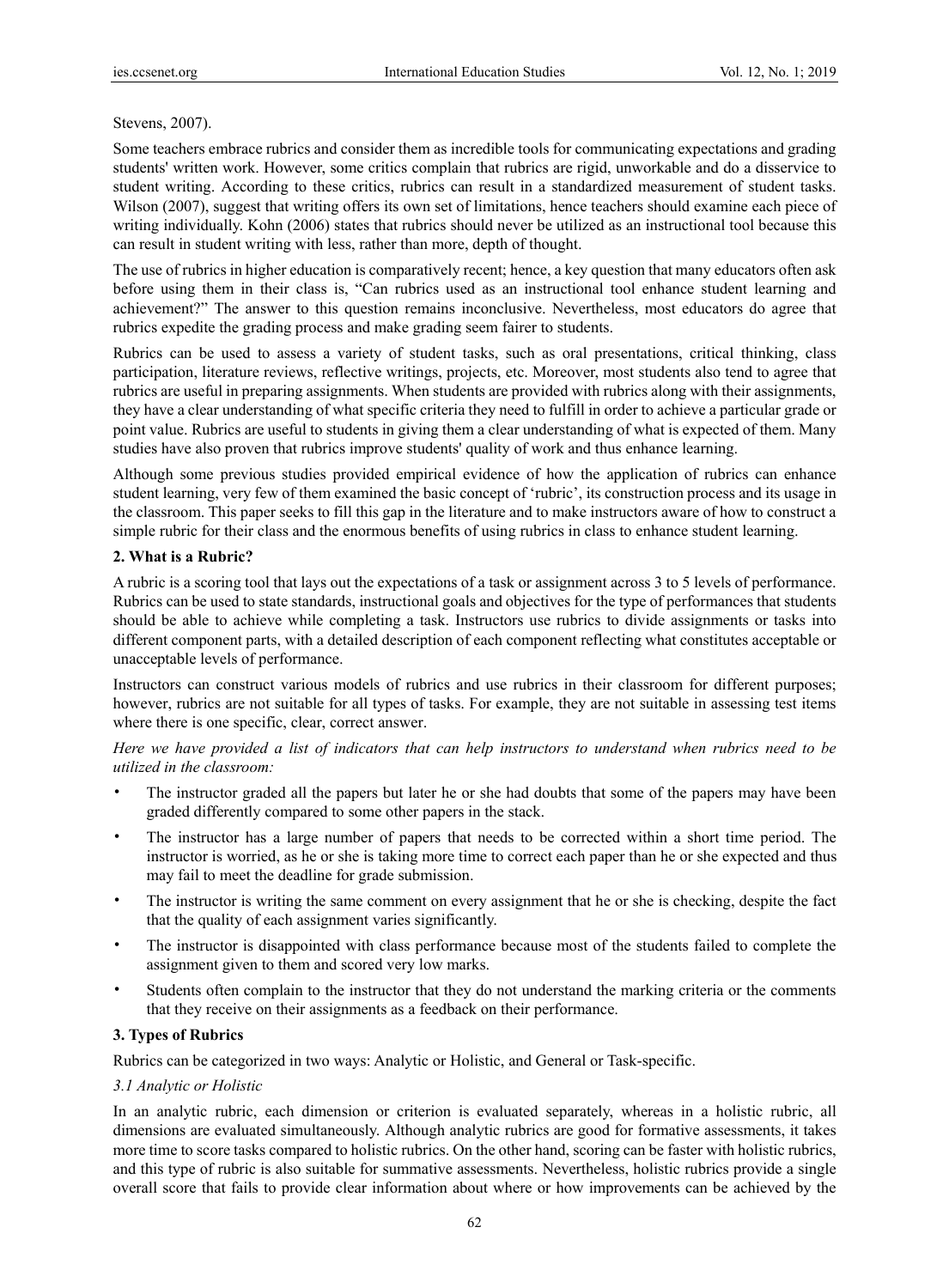Stevens, 2007).

Some teachers embrace rubrics and consider them as incredible tools for communicating expectations and grading students' written work. However, some critics complain that rubrics are rigid, unworkable and do a disservice to student writing. According to these critics, rubrics can result in a standardized measurement of student tasks. Wilson (2007), suggest that writing offers its own set of limitations, hence teachers should examine each piece of writing individually. Kohn (2006) states that rubrics should never be utilized as an instructional tool because this can result in student writing with less, rather than more, depth of thought.

The use of rubrics in higher education is comparatively recent; hence, a key question that many educators often ask before using them in their class is, "Can rubrics used as an instructional tool enhance student learning and achievement?" The answer to this question remains inconclusive. Nevertheless, most educators do agree that rubrics expedite the grading process and make grading seem fairer to students.

Rubrics can be used to assess a variety of student tasks, such as oral presentations, critical thinking, class participation, literature reviews, reflective writings, projects, etc. Moreover, most students also tend to agree that rubrics are useful in preparing assignments. When students are provided with rubrics along with their assignments, they have a clear understanding of what specific criteria they need to fulfill in order to achieve a particular grade or point value. Rubrics are useful to students in giving them a clear understanding of what is expected of them. Many studies have also proven that rubrics improve students' quality of work and thus enhance learning.

Although some previous studies provided empirical evidence of how the application of rubrics can enhance student learning, very few of them examined the basic concept of 'rubric', its construction process and its usage in the classroom. This paper seeks to fill this gap in the literature and to make instructors aware of how to construct a simple rubric for their class and the enormous benefits of using rubrics in class to enhance student learning.

## 2. What is a Rubric?

A rubric is a scoring tool that lays out the expectations of a task or assignment across 3 to 5 levels of performance. Rubrics can be used to state standards, instructional goals and objectives for the type of performances that students should be able to achieve while completing a task. Instructors use rubrics to divide assignments or tasks into different component parts, with a detailed description of each component reflecting what constitutes acceptable or unacceptable levels of performance.

Instructors can construct various models of rubrics and use rubrics in their classroom for different purposes; however, rubrics are not suitable for all types of tasks. For example, they are not suitable in assessing test items where there is one specific, clear, correct answer.

*Here we have provided a list of indicators that can help instructors to understand when rubrics need to be utilized in the classroom:*

- The instructor graded all the papers but later he or she had doubts that some of the papers may have been graded differently compared to some other papers in the stack.
- The instructor has a large number of papers that needs to be corrected within a short time period. The instructor is worried, as he or she is taking more time to correct each paper than he or she expected and thus may fail to meet the deadline for grade submission.
- The instructor is writing the same comment on every assignment that he or she is checking, despite the fact that the quality of each assignment varies significantly.
- The instructor is disappointed with class performance because most of the students failed to complete the assignment given to them and scored very low marks.
- Students often complain to the instructor that they do not understand the marking criteria or the comments that they receive on their assignments as a feedback on their performance.

## 3. Types of Rubrics

Rubrics can be categorized in two ways: Analytic or Holistic, and General or Task-specific.

### *3.1 Analytic or Holistic*

In an analytic rubric, each dimension or criterion is evaluated separately, whereas in a holistic rubric, all dimensions are evaluated simultaneously. Although analytic rubrics are good for formative assessments, it takes more time to score tasks compared to holistic rubrics. On the other hand, scoring can be faster with holistic rubrics, and this type of rubric is also suitable for summative assessments. Nevertheless, holistic rubrics provide a single overall score that fails to provide clear information about where or how improvements can be achieved by the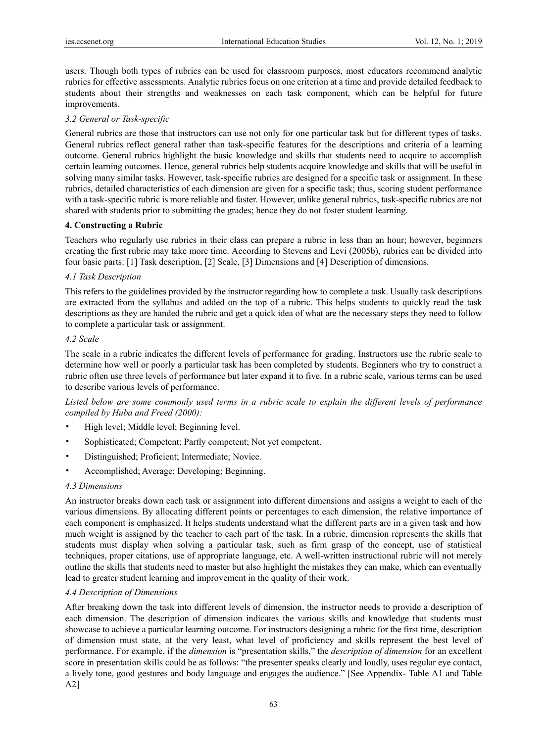users. Though both types of rubrics can be used for classroom purposes, most educators recommend analytic rubrics for effective assessments. Analytic rubrics focus on one criterion at a time and provide detailed feedback to students about their strengths and weaknesses on each task component, which can be helpful for future improvements.

### *3.2 General or Task-specific*

General rubrics are those that instructors can use not only for one particular task but for different types of tasks. General rubrics reflect general rather than task-specific features for the descriptions and criteria of a learning outcome. General rubrics highlight the basic knowledge and skills that students need to acquire to accomplish certain learning outcomes. Hence, general rubrics help students acquire knowledge and skills that will be useful in solving many similar tasks. However, task-specific rubrics are designed for a specific task or assignment. In these rubrics, detailed characteristics of each dimension are given for a specific task; thus, scoring student performance with a task-specific rubric is more reliable and faster. However, unlike general rubrics, task-specific rubrics are not shared with students prior to submitting the grades; hence they do not foster student learning.

## **4. Constructing a Rubric**

Teachers who regularly use rubrics in their class can prepare a rubric in less than an hour; however, beginners creating the first rubric may take more time. According to Stevens and Levi (2005b), rubrics can be divided into four basic parts: [1] Task description, [2] Scale, [3] Dimensions and [4] Description of dimensions.

### *4.1 Task Description*

This refers to the guidelines provided by the instructor regarding how to complete a task. Usually task descriptions are extracted from the syllabus and added on the top of a rubric. This helps students to quickly read the task descriptions as they are handed the rubric and get a quick idea of what are the necessary steps they need to follow to complete a particular task or assignment.

### *4.2 Scale*

The scale in a rubric indicates the different levels of performance for grading. Instructors use the rubric scale to determine how well or poorly a particular task has been completed by students. Beginners who try to construct a rubric often use three levels of performance but later expand it to five. In a rubric scale, various terms can be used to describe various levels of performance.

*Listed below are some commonly used terms in a rubric scale to explain the different levels of performance compiled by Huba and Freed (2000):*

- High level; Middle level; Beginning level.
- Sophisticated; Competent; Partly competent; Not yet competent.
- Distinguished; Proficient; Intermediate; Novice.
- Accomplished; Average; Developing; Beginning.

### *4.3 Dimensions*

An instructor breaks down each task or assignment into different dimensions and assigns a weight to each of the various dimensions. By allocating different points or percentages to each dimension, the relative importance of each component is emphasized. It helps students understand what the different parts are in a given task and how much weight is assigned by the teacher to each part of the task. In a rubric, dimension represents the skills that students must display when solving a particular task, such as firm grasp of the concept, use of statistical techniques, proper citations, use of appropriate language, etc. A well-written instructional rubric will not merely outline the skills that students need to master but also highlight the mistakes they can make, which can eventually lead to greater student learning and improvement in the quality of their work.

### *4.4 Description of Dimensions*

After breaking down the task into different levels of dimension, the instructor needs to provide a description of each dimension. The description of dimension indicates the various skills and knowledge that students must showcase to achieve a particular learning outcome. For instructors designing a rubric for the first time, description of dimension must state, at the very least, what level of proficiency and skills represent the best level of performance. For example, if the *dimension* is "presentation skills," the *description of dimension* for an excellent score in presentation skills could be as follows: "the presenter speaks clearly and loudly, uses regular eye contact, a lively tone, good gestures and body language and engages the audience." [See Appendix- Table A1 and Table A2]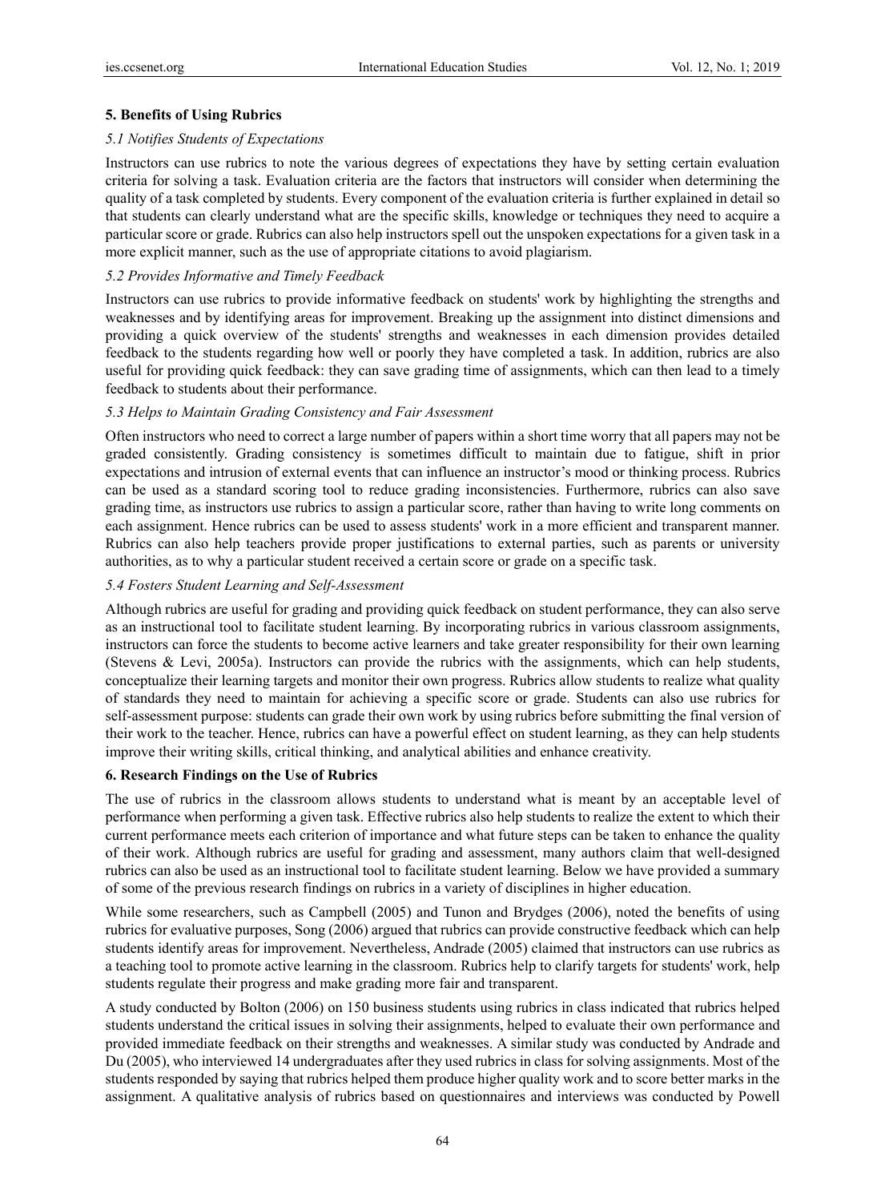## 5. Benefits of Using Rubrics

### *5.1 Notifies Students of Expectations*

Instructors can use rubrics to note the various degrees of expectations they have by setting certain evaluation criteria for solving a task. Evaluation criteria are the factors that instructors will consider when determining the quality of a task completed by students. Every component of the evaluation criteria is further explained in detail so that students can clearly understand what are the specific skills, knowledge or techniques they need to acquire a particular score or grade. Rubrics can also help instructors spell out the unspoken expectations for a given task in a more explicit manner, such as the use of appropriate citations to avoid plagiarism.

### *5.2 Provides Informative and Timely Feedback*

Instructors can use rubrics to provide informative feedback on students' work by highlighting the strengths and weaknesses and by identifying areas for improvement. Breaking up the assignment into distinct dimensions and providing a quick overview of the students' strengths and weaknesses in each dimension provides detailed feedback to the students regarding how well or poorly they have completed a task. In addition, rubrics are also useful for providing quick feedback: they can save grading time of assignments, which can then lead to a timely feedback to students about their performance.

### *5.3 Helps to Maintain Grading Consistency and Fair Assessment*

Often instructors who need to correct a large number of papers within a short time worry that all papers may not be graded consistently. Grading consistency is sometimes difficult to maintain due to fatigue, shift in prior expectations and intrusion of external events that can influence an instructor's mood or thinking process. Rubrics can be used as a standard scoring tool to reduce grading inconsistencies. Furthermore, rubrics can also save grading time, as instructors use rubrics to assign a particular score, rather than having to write long comments on each assignment. Hence rubrics can be used to assess students' work in a more efficient and transparent manner. Rubrics can also help teachers provide proper justifications to external parties, such as parents or university authorities, as to why a particular student received a certain score or grade on a specific task.

### *5.4 Fosters Student Learning and Self-Assessment*

Although rubrics are useful for grading and providing quick feedback on student performance, they can also serve as an instructional tool to facilitate student learning. By incorporating rubrics in various classroom assignments, instructors can force the students to become active learners and take greater responsibility for their own learning (Stevens & Levi, 2005a). Instructors can provide the rubrics with the assignments, which can help students, conceptualize their learning targets and monitor their own progress. Rubrics allow students to realize what quality of standards they need to maintain for achieving a specific score or grade. Students can also use rubrics for self-assessment purpose: students can grade their own work by using rubrics before submitting the final version of their work to the teacher. Hence, rubrics can have a powerful effect on student learning, as they can help students improve their writing skills, critical thinking, and analytical abilities and enhance creativity.

## 6. Research Findings on the Use of Rubrics

The use of rubrics in the classroom allows students to understand what is meant by an acceptable level of performance when performing a given task. Effective rubrics also help students to realize the extent to which their current performance meets each criterion of importance and what future steps can be taken to enhance the quality of their work. Although rubrics are useful for grading and assessment, many authors claim that well-designed rubrics can also be used as an instructional tool to facilitate student learning. Below we have provided a summary of some of the previous research findings on rubrics in a variety of disciplines in higher education.

While some researchers, such as Campbell (2005) and Tunon and Brydges (2006), noted the benefits of using rubrics for evaluative purposes, Song (2006) argued that rubrics can provide constructive feedback which can help students identify areas for improvement. Nevertheless, Andrade (2005) claimed that instructors can use rubrics as a teaching tool to promote active learning in the classroom. Rubrics help to clarify targets for students' work, help students regulate their progress and make grading more fair and transparent.

A study conducted by Bolton (2006) on 150 business students using rubrics in class indicated that rubrics helped students understand the critical issues in solving their assignments, helped to evaluate their own performance and provided immediate feedback on their strengths and weaknesses. A similar study was conducted by Andrade and Du (2005), who interviewed 14 undergraduates after they used rubrics in class for solving assignments. Most of the students responded by saying that rubrics helped them produce higher quality work and to score better marks in the assignment. A qualitative analysis of rubrics based on questionnaires and interviews was conducted by Powell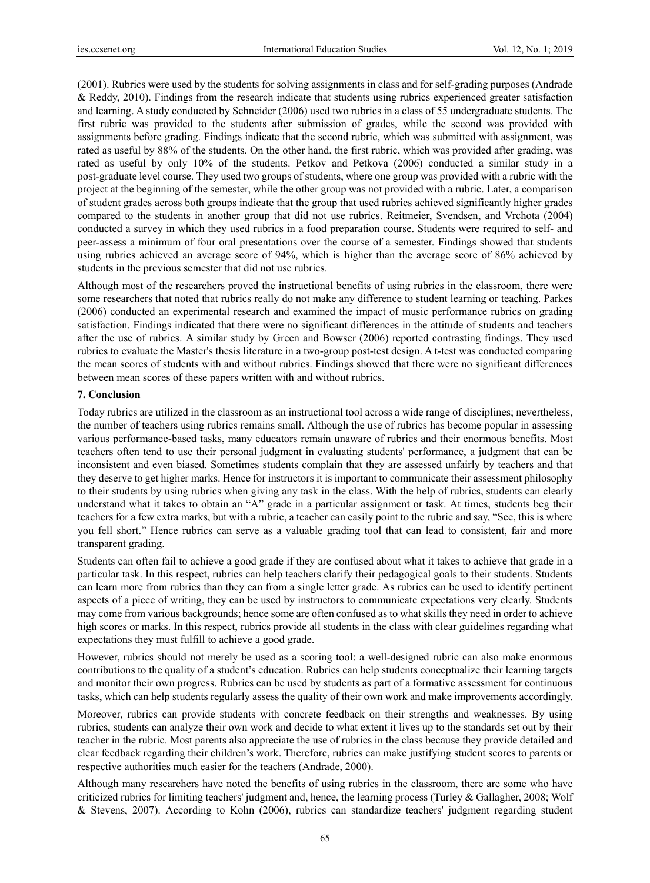(2001). Rubrics were used by the students for solving assignments in class and for self-grading purposes (Andrade & Reddy, 2010). Findings from the research indicate that students using rubrics experienced greater satisfaction and learning. A study conducted by Schneider (2006) used two rubrics in a class of 55 undergraduate students. The first rubric was provided to the students after submission of grades, while the second was provided with assignments before grading. Findings indicate that the second rubric, which was submitted with assignment, was rated as useful by 88% of the students. On the other hand, the first rubric, which was provided after grading, was rated as useful by only 10% of the students. Petkov and Petkova (2006) conducted a similar study in a post-graduate level course. They used two groups of students, where one group was provided with a rubric with the project at the beginning of the semester, while the other group was not provided with a rubric. Later, a comparison of student grades across both groups indicate that the group that used rubrics achieved significantly higher grades compared to the students in another group that did not use rubrics. Reitmeier, Svendsen, and Vrchota (2004) conducted a survey in which they used rubrics in a food preparation course. Students were required to self- and peer-assess a minimum of four oral presentations over the course of a semester. Findings showed that students using rubrics achieved an average score of 94%, which is higher than the average score of 86% achieved by students in the previous semester that did not use rubrics.

Although most of the researchers proved the instructional benefits of using rubrics in the classroom, there were some researchers that noted that rubrics really do not make any difference to student learning or teaching. Parkes (2006) conducted an experimental research and examined the impact of music performance rubrics on grading satisfaction. Findings indicated that there were no significant differences in the attitude of students and teachers after the use of rubrics. A similar study by Green and Bowser (2006) reported contrasting findings. They used rubrics to evaluate the Master's thesis literature in a two-group post-test design. A t-test was conducted comparing the mean scores of students with and without rubrics. Findings showed that there were no significant differences between mean scores of these papers written with and without rubrics.

## 7. Conclusion

Today rubrics are utilized in the classroom as an instructional tool across a wide range of disciplines; nevertheless, the number of teachers using rubrics remains small. Although the use of rubrics has become popular in assessing various performance-based tasks, many educators remain unaware of rubrics and their enormous benefits. Most teachers often tend to use their personal judgment in evaluating students' performance, a judgment that can be inconsistent and even biased. Sometimes students complain that they are assessed unfairly by teachers and that they deserve to get higher marks. Hence for instructors it is important to communicate their assessment philosophy to their students by using rubrics when giving any task in the class. With the help of rubrics, students can clearly understand what it takes to obtain an "A" grade in a particular assignment or task. At times, students beg their teachers for a few extra marks, but with a rubric, a teacher can easily point to the rubric and say, "See, this is where you fell short." Hence rubrics can serve as a valuable grading tool that can lead to consistent, fair and more transparent grading.

Students can often fail to achieve a good grade if they are confused about what it takes to achieve that grade in a particular task. In this respect, rubrics can help teachers clarify their pedagogical goals to their students. Students can learn more from rubrics than they can from a single letter grade. As rubrics can be used to identify pertinent aspects of a piece of writing, they can be used by instructors to communicate expectations very clearly. Students may come from various backgrounds; hence some are often confused as to what skills they need in order to achieve high scores or marks. In this respect, rubrics provide all students in the class with clear guidelines regarding what expectations they must fulfill to achieve a good grade.

However, rubrics should not merely be used as a scoring tool: a well-designed rubric can also make enormous contributions to the quality of a student's education. Rubrics can help students conceptualize their learning targets and monitor their own progress. Rubrics can be used by students as part of a formative assessment for continuous tasks, which can help students regularly assess the quality of their own work and make improvements accordingly.

Moreover, rubrics can provide students with concrete feedback on their strengths and weaknesses. By using rubrics, students can analyze their own work and decide to what extent it lives up to the standards set out by their teacher in the rubric. Most parents also appreciate the use of rubrics in the class because they provide detailed and clear feedback regarding their children's work. Therefore, rubrics can make justifying student scores to parents or respective authorities much easier for the teachers (Andrade, 2000).

Although many researchers have noted the benefits of using rubrics in the classroom, there are some who have criticized rubrics for limiting teachers' judgment and, hence, the learning process (Turley & Gallagher, 2008; Wolf & Stevens, 2007). According to Kohn (2006), rubrics can standardize teachers' judgment regarding student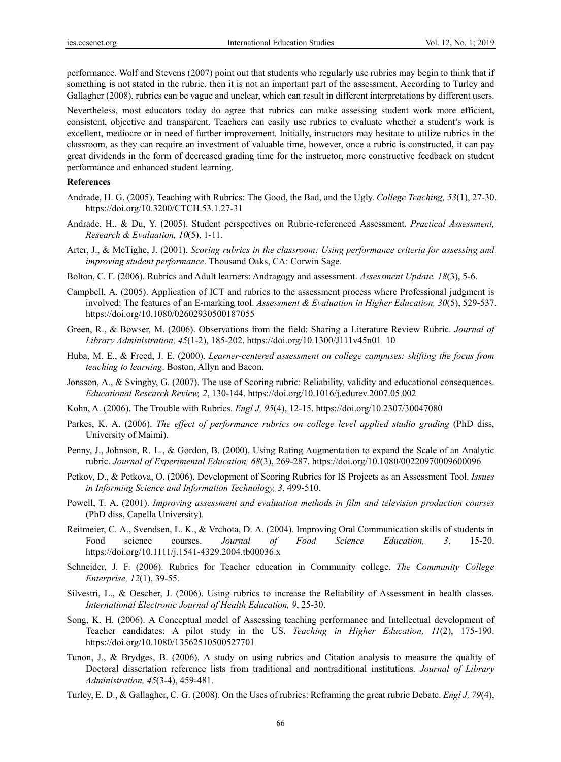performance. Wolf and Stevens (2007) point out that students who regularly use rubrics may begin to think that if something is not stated in the rubric, then it is not an important part of the assessment. According to Turley and Gallagher (2008), rubrics can be vague and unclear, which can result in different interpretations by different users.

Nevertheless, most educators today do agree that rubrics can make assessing student work more efficient, consistent, objective and transparent. Teachers can easily use rubrics to evaluate whether a student's work is excellent, mediocre or in need of further improvement. Initially, instructors may hesitate to utilize rubrics in the classroom, as they can require an investment of valuable time, however, once a rubric is constructed, it can pay great dividends in the form of decreased grading time for the instructor, more constructive feedback on student performance and enhanced student learning.

**References**

Andrade, H. G. (2005). Teaching with Rubrics: The Good, the Bad, and the Ugly. *College Teaching, 53*(1), 27-30. https://doi.org/10.3200/CTCH.53.1.27-31

Andrade, H., & Du, Y. (2005). Student perspectives on Rubric-referenced Assessment. *Practical Assessment, Research & Evaluation, 10*(5), 1-11.

Arter, J., & McTighe, J. (2001). *Scoring rubrics in the classroom: Using performance criteria for assessing and improving student performance*. Thousand Oaks, CA: Corwin Sage.

Bolton, C. F. (2006). Rubrics and Adult learners: Andragogy and assessment. *Assessment Update, 18*(3), 5-6.

Campbell, A. (2005). Application of ICT and rubrics to the assessment process where Professional judgment is involved: The features of an E-marking tool. *Assessment & Evaluation in Higher Education, 30*(5), 529-537. https://doi.org/10.1080/02602930500187055

Green, R., & Bowser, M. (2006). Observations from the field: Sharing a Literature Review Rubric. *Journal of Library Administration, 45*(1-2), 185-202. https://doi.org/10.1300/J111v45n01_10

Huba, M. E., & Freed, J. E. (2000). *Learner-centered assessment on college campuses: shifting the focus from teaching to learning*. Boston, Allyn and Bacon.

Jonsson, A., & Svingby, G. (2007). The use of Scoring rubric: Reliability, validity and educational consequences. *Educational Research Review, 2*, 130-144. https://doi.org/10.1016/j.edurev.2007.05.002

Kohn, A. (2006). The Trouble with Rubrics. *Engl J, 95*(4), 12-15. https://doi.org/10.2307/30047080

Parkes, K. A. (2006). *The effect of performance rubrics on college level applied studio grading* (PhD diss, University of Maimi).

Penny, J., Johnson, R. L., & Gordon, B. (2000). Using Rating Augmentation to expand the Scale of an Analytic rubric. *Journal of Experimental Education, 68*(3), 269-287. https://doi.org/10.1080/00220970009600096

Petkov, D., & Petkova, O. (2006). Development of Scoring Rubrics for IS Projects as an Assessment Tool. *Issues in Informing Science and Information Technology, 3*, 499-510.

Powell, T. A. (2001). *Improving assessment and evaluation methods in film and television production courses* (PhD diss, Capella University).

Reitmeier, C. A., Svendsen, L. K., & Vrchota, D. A. (2004). Improving Oral Communication skills of students in Food science courses. *Journal of Food Science Education, 3*, 15-20. https://doi.org/10.1111/j.1541-4329.2004.tb00036.x

Schneider, J. F. (2006). Rubrics for Teacher education in Community college. *The Community College Enterprise, 12*(1), 39-55.

Silvestri, L., & Oescher, J. (2006). Using rubrics to increase the Reliability of Assessment in health classes. *International Electronic Journal of Health Education, 9*, 25-30.

Song, K. H. (2006). A Conceptual model of Assessing teaching performance and Intellectual development of Teacher candidates: A pilot study in the US. *Teaching in Higher Education, 11*(2), 175-190. https://doi.org/10.1080/13562510500527701

Tunon, J., & Brydges, B. (2006). A study on using rubrics and Citation analysis to measure the quality of Doctoral dissertation reference lists from traditional and nontraditional institutions. *Journal of Library Administration, 45*(3-4), 459-481.

Turley, E. D., & Gallagher, C. G. (2008). On the Uses of rubrics: Reframing the great rubric Debate. *Engl J, 79*(4),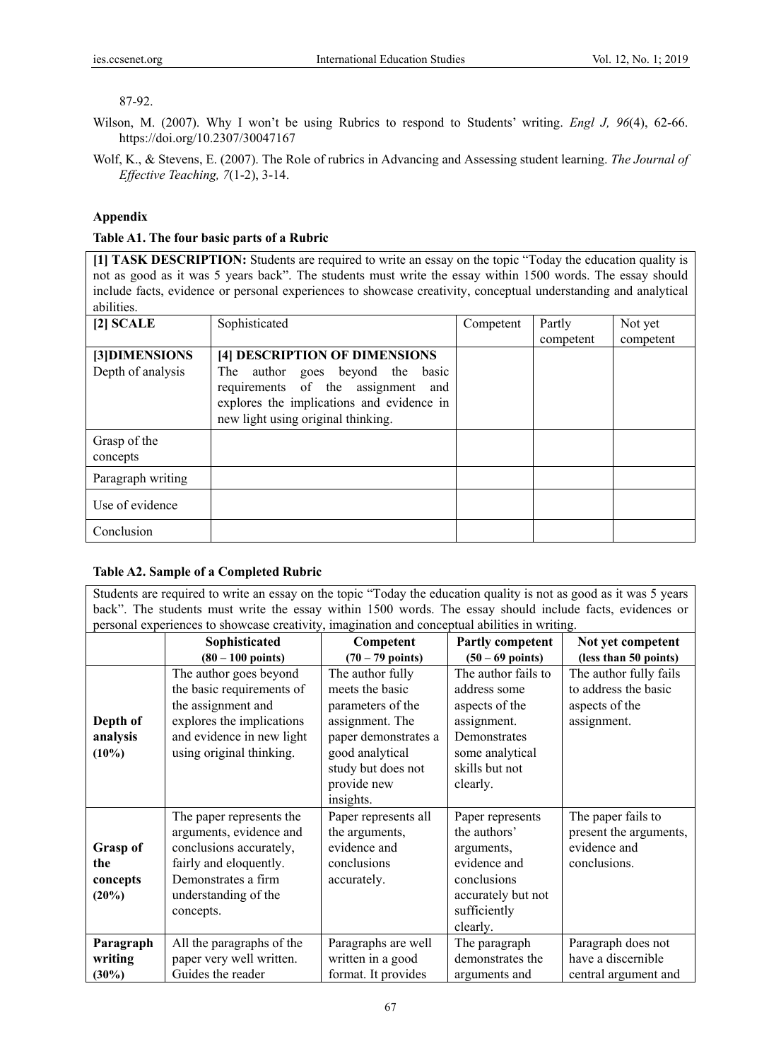87-92.

Wilson, M. (2007). Why I won't be using Rubrics to respond to Students' writing. *Engl J, 96*(4), 62-66. https://doi.org/10.2307/30047167

Wolf, K., & Stevens, E. (2007). The Role of rubrics in Advancing and Assessing student learning. *The Journal of Effective Teaching, 7*(1-2), 3-14.

## Appendix

**Table A1. The four basic parts of a Rubric**

| **[1] TASK DESCRIPTION:** Students are required to write an essay on the topic "Today the education quality is not as good as it was 5 years back". The students must write the essay within 1500 words. The essay should include facts, evidence or personal experiences to showcase creativity, conceptual understanding and analytical abilities. | | | | |
|---|---|---|---|---|
| **[2] SCALE** | Sophisticated | Competent | Partly competent | Not yet competent |
| **[3]DIMENSIONS** Depth of analysis | **[4] DESCRIPTION OF DIMENSIONS** The author goes beyond the basic requirements of the assignment and explores the implications and evidence in new light using original thinking. | | | |
| Grasp of the concepts | | | | |
| Paragraph writing | | | | |
| Use of evidence | | | | |
| Conclusion | | | | |

**Table A2. Sample of a Completed Rubric**

| Students are required to write an essay on the topic "Today the education quality is not as good as it was 5 years back". The students must write the essay within 1500 words. The essay should include facts, evidences or personal experiences to showcase creativity, imagination and conceptual abilities in writing. | | | | |
|---|---|---|---|---|
| | **Sophisticated (80 – 100 points)** | **Competent (70 – 79 points)** | **Partly competent (50 – 69 points)** | **Not yet competent (less than 50 points)** |
| **Depth of analysis (10%)** | The author goes beyond the basic requirements of the assignment and explores the implications and evidence in new light using original thinking. | The author fully meets the basic parameters of the assignment. The paper demonstrates a good analytical study but does not provide new insights. | The author fails to address some aspects of the assignment. Demonstrates some analytical skills but not clearly. | The author fully fails to address the basic aspects of the assignment. |
| **Grasp of the concepts (20%)** | The paper represents the arguments, evidence and conclusions accurately, fairly and eloquently. Demonstrates a firm understanding of the concepts. | Paper represents all the arguments, evidence and conclusions accurately. | Paper represents the authors' arguments, evidence and conclusions accurately but not sufficiently clearly. | The paper fails to present the arguments, evidence and conclusions. |
| **Paragraph writing (30%)** | All the paragraphs of the paper very well written. Guides the reader | Paragraphs are well written in a good format. It provides | The paragraph demonstrates the arguments and | Paragraph does not have a discernible central argument and |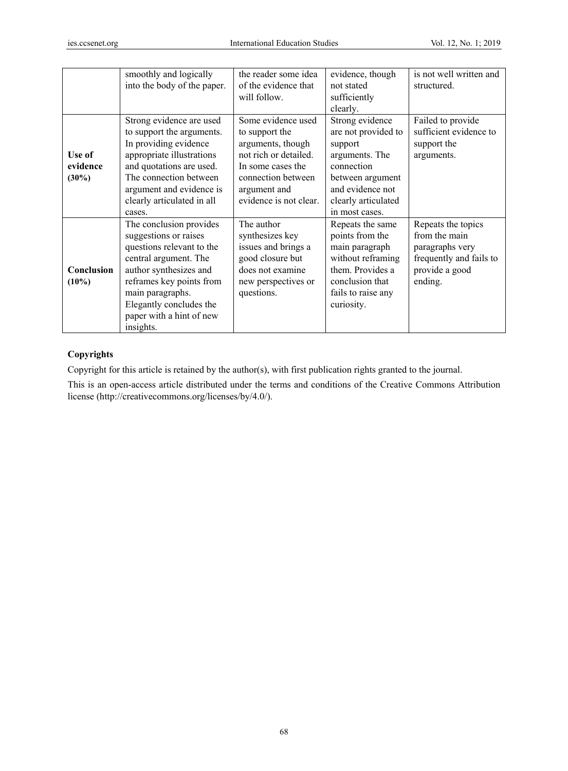| | | | | |
|---|---|---|---|---|
| | smoothly and logically into the body of the paper. | the reader some idea of the evidence that will follow. | evidence, though not stated sufficiently clearly. | is not well written and structured. |
| **Use of evidence (30%)** | Strong evidence are used to support the arguments. In providing evidence appropriate illustrations and quotations are used. The connection between argument and evidence is clearly articulated in all cases. | Some evidence used to support the arguments, though not rich or detailed. In some cases the connection between argument and evidence is not clear. | Strong evidence are not provided to support arguments. The connection between argument and evidence not clearly articulated in most cases. | Failed to provide sufficient evidence to support the arguments. |
| **Conclusion (10%)** | The conclusion provides suggestions or raises questions relevant to the central argument. The author synthesizes and reframes key points from main paragraphs. Elegantly concludes the paper with a hint of new insights. | The author synthesizes key issues and brings a good closure but does not examine new perspectives or questions. | Repeats the same points from the main paragraph without reframing them. Provides a conclusion that fails to raise any curiosity. | Repeats the topics from the main paragraphs very frequently and fails to provide a good ending. |

## Copyrights

Copyright for this article is retained by the author(s), with first publication rights granted to the journal.

This is an open-access article distributed under the terms and conditions of the Creative Commons Attribution license (http://creativecommons.org/licenses/by/4.0/).